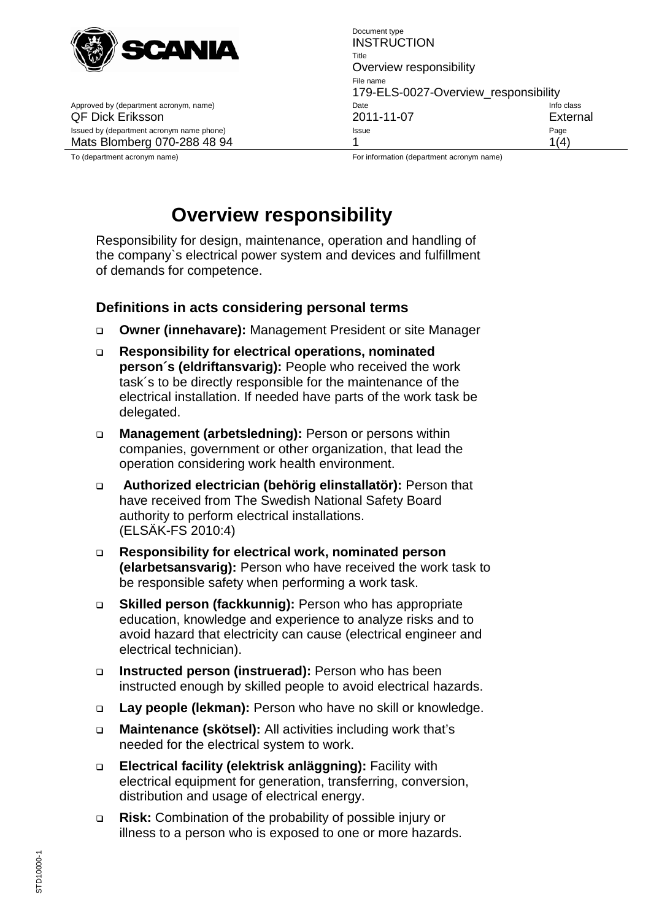| Document type | | |
|---|---|---|
| | INSTRUCTION | |
| | Title | |
| | Overview responsibility | |
| | File name | |
| | 179-ELS-0027-Overview_responsibility | |
| Approved by (department acronym, name) | Date | Info class |
| QF Dick Eriksson | 2011-11-07 | External |
| Issued by (department acronym name phone) | Issue | Page |
| Mats Blomberg 070-288 48 94 | 1 | 1(4) |
| To (department acronym name) | For information (department acronym name) | |

# Overview responsibility

Responsibility for design, maintenance, operation and handling of the company`s electrical power system and devices and fulfillment of demands for competence.

## Definitions in acts considering personal terms

- **Owner (innehavare):** Management President or site Manager
- **Responsibility for electrical operations, nominated person´s (eldriftansvarig):** People who received the work task´s to be directly responsible for the maintenance of the electrical installation. If needed have parts of the work task be delegated.
- **Management (arbetsledning):** Person or persons within companies, government or other organization, that lead the operation considering work health environment.
- **Authorized electrician (behörig elinstallatör):** Person that have received from The Swedish National Safety Board authority to perform electrical installations. (ELSÄK-FS 2010:4)
- **Responsibility for electrical work, nominated person (elarbetsansvarig):** Person who have received the work task to be responsible safety when performing a work task.
- **Skilled person (fackkunnig):** Person who has appropriate education, knowledge and experience to analyze risks and to avoid hazard that electricity can cause (electrical engineer and electrical technician).
- **Instructed person (instruerad):** Person who has been instructed enough by skilled people to avoid electrical hazards.
- **Lay people (lekman):** Person who have no skill or knowledge.
- **Maintenance (skötsel):** All activities including work that's needed for the electrical system to work.
- **Electrical facility (elektrisk anläggning):** Facility with electrical equipment for generation, transferring, conversion, distribution and usage of electrical energy.
- **Risk:** Combination of the probability of possible injury or illness to a person who is exposed to one or more hazards.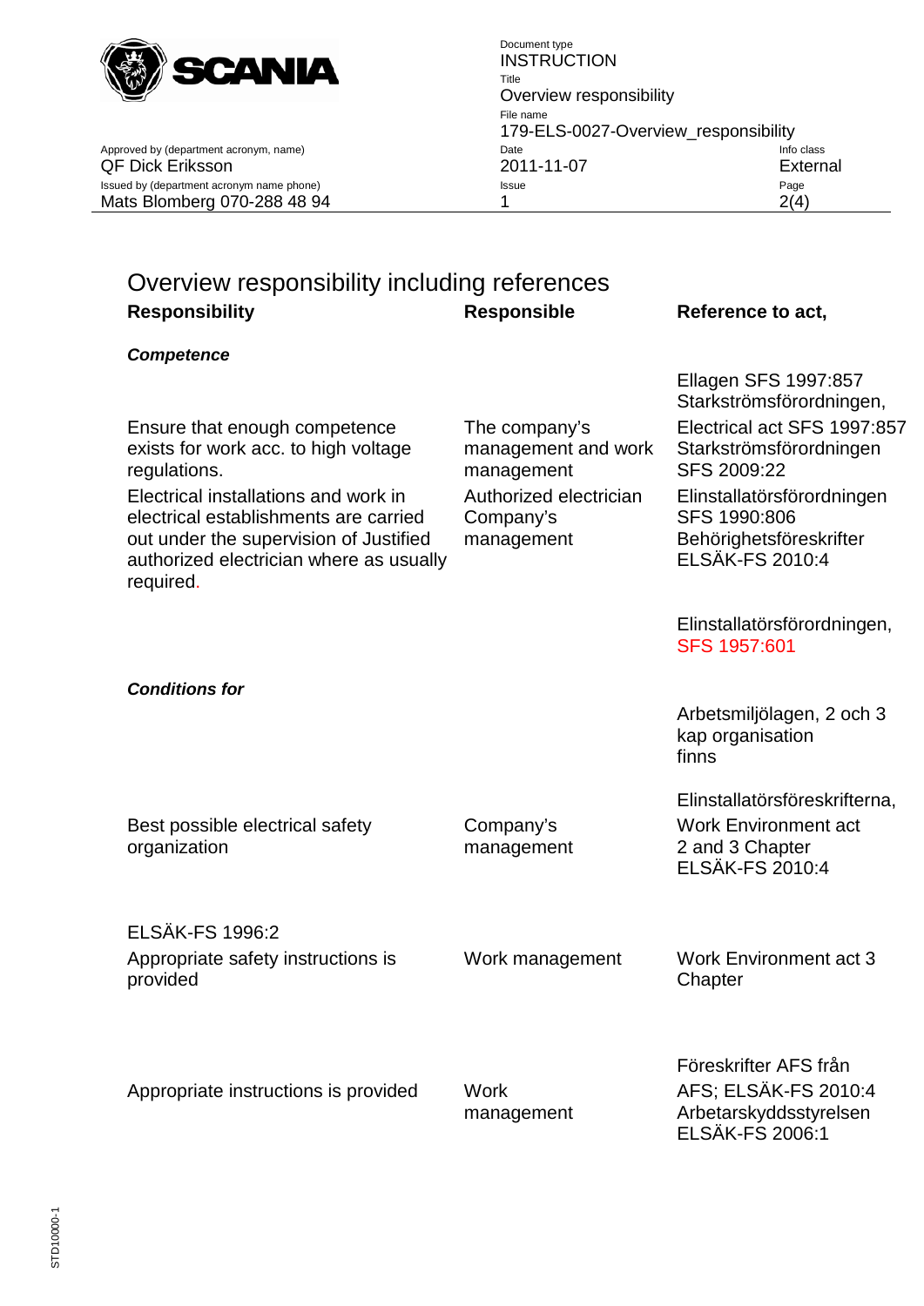# Overview responsibility including references

| Responsibility | Responsible | Reference to act, |
|---|---|---|
| ***Competence*** | | |
| | | Ellagen SFS 1997:857 Starkströmsförordningen, |
| Ensure that enough competence exists for work acc. to high voltage regulations. | The company's management and work management | Electrical act SFS 1997:857 Starkströmsförordningen SFS 2009:22 |
| Electrical installations and work in electrical establishments are carried out under the supervision of Justified authorized electrician where as usually required. | Authorized electrician Company's management | Elinstallatörsförordningen SFS 1990:806 Behörighetsföreskrifter ELSÄK-FS 2010:4 |
| | | Elinstallatörsförordningen, SFS 1957:601 |
| ***Conditions for*** | | |
| | | Arbetsmiljölagen, 2 och 3 kap organisation finns |
| | | Elinstallatörsföreskrifterna, |
| Best possible electrical safety organization | Company's management | Work Environment act 2 and 3 Chapter ELSÄK-FS 2010:4 |
| ELSÄK-FS 1996:2 | | |
| Appropriate safety instructions is provided | Work management | Work Environment act 3 Chapter |
| | | Föreskrifter AFS från |
| Appropriate instructions is provided | Work management | AFS; ELSÄK-FS 2010:4 Arbetarskyddsstyrelsen ELSÄK-FS 2006:1 |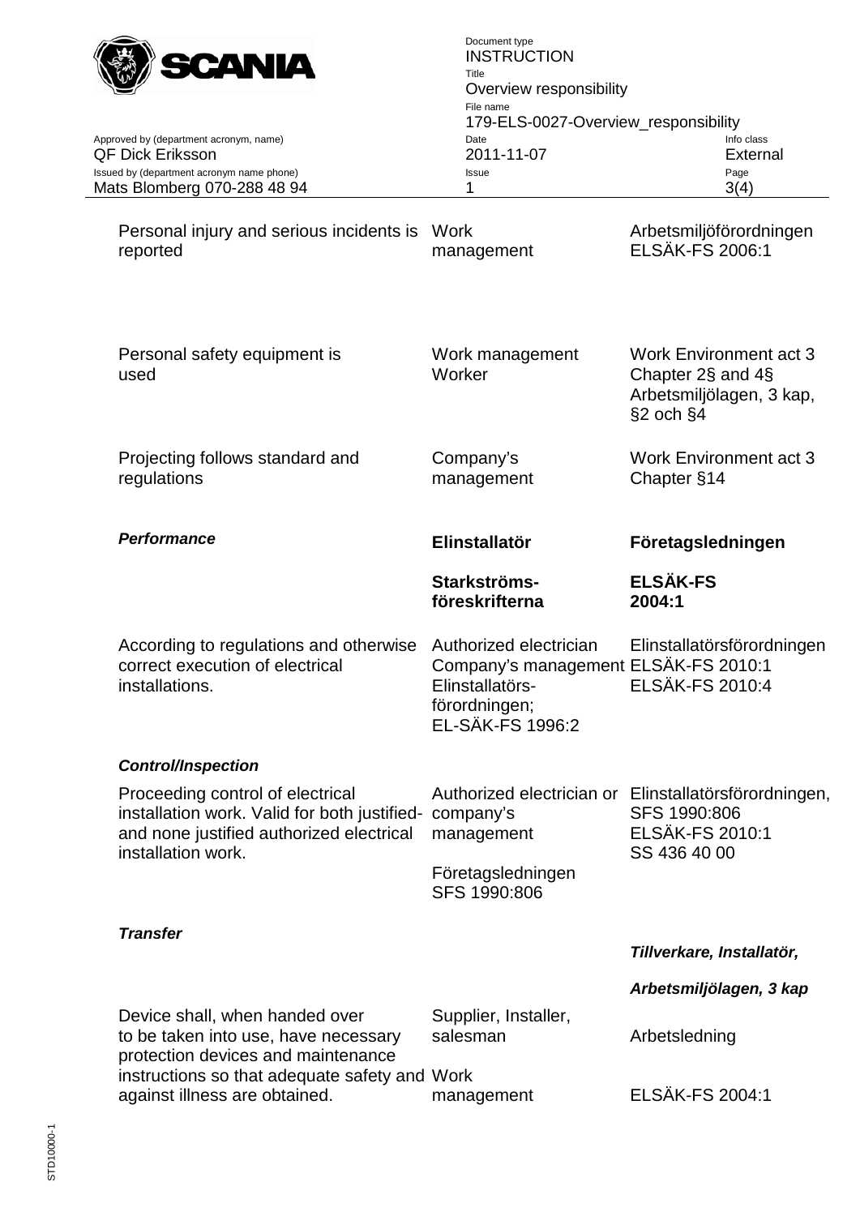| | | |
|---|---|---|
| Personal injury and serious incidents is reported | Work management | Arbetsmiljöförordningen ELSÄK-FS 2006:1 |
| Personal safety equipment is used | Work management Worker | Work Environment act 3 Chapter 2§ and 4§ Arbetsmiljölagen, 3 kap, §2 och §4 |
| Projecting follows standard and regulations | Company's management | Work Environment act 3 Chapter §14 |
| ***Performance*** | **Elinstallatör** | **Företagsledningen** |
| | **Starkströms-föreskrifterna** | **ELSÄK-FS 2004:1** |
| According to regulations and otherwise correct execution of electrical installations. | Authorized electrician Company's management Elinstallatörs-förordningen; EL-SÄK-FS 1996:2 | Elinstallatörsförordningen ELSÄK-FS 2010:1 ELSÄK-FS 2010:4 |
| ***Control/Inspection*** | | |
| Proceeding control of electrical installation work. Valid for both justified- and none justified authorized electrical installation work. | Authorized electrician or company's management Företagsledningen SFS 1990:806 | Elinstallatörsförordningen, SFS 1990:806 ELSÄK-FS 2010:1 SS 436 40 00 |
| ***Transfer*** | | ***Tillverkare, Installatör,*** |
| | | ***Arbetsmiljölagen, 3 kap*** |
| Device shall, when handed over to be taken into use, have necessary protection devices and maintenance instructions so that adequate safety and against illness are obtained. | Supplier, Installer, salesman Work management | Arbetsledning ELSÄK-FS 2004:1 |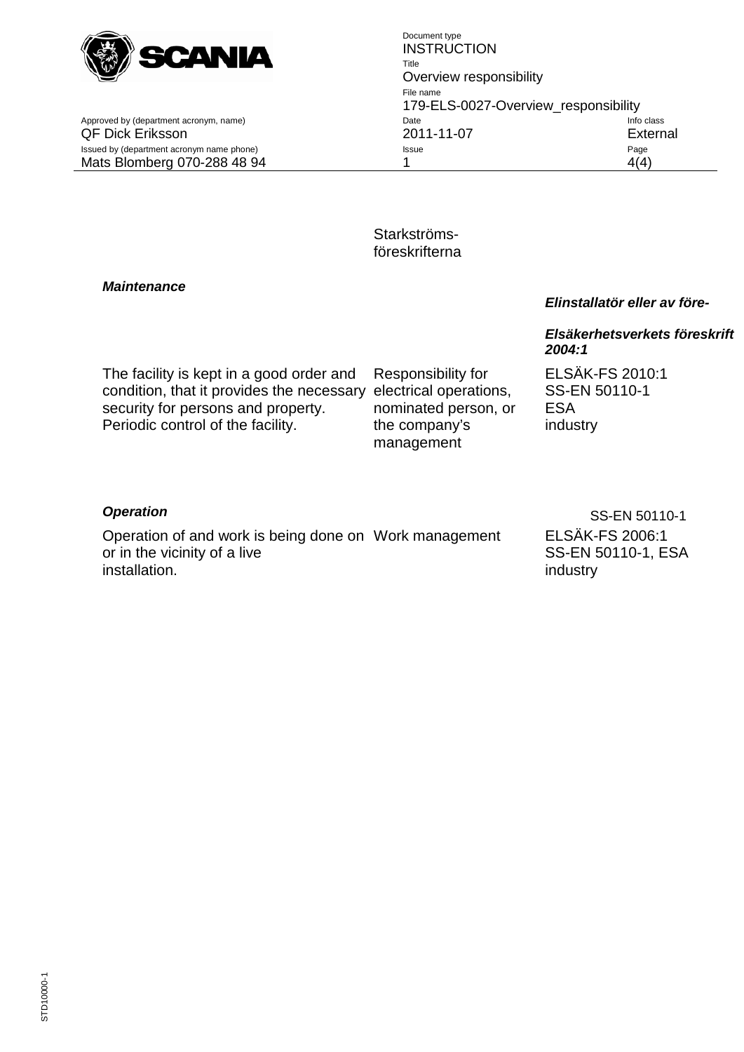Starkströms-föreskrifterna

***Maintenance***

***Elinstallatör eller av före-***

***Elsäkerhetsverkets föreskrift 2004:1***

| | | |
|---|---|---|
| The facility is kept in a good order and condition, that it provides the necessary security for persons and property. Periodic control of the facility. | Responsibility for electrical operations, nominated person, or the company's management | ELSÄK-FS 2010:1<br>SS-EN 50110-1<br>ESA<br>industry |

***Operation***

SS-EN 50110-1

| | | |
|---|---|---|
| Operation of and work is being done on or in the vicinity of a live installation. | Work management | ELSÄK-FS 2006:1<br>SS-EN 50110-1, ESA<br>industry |